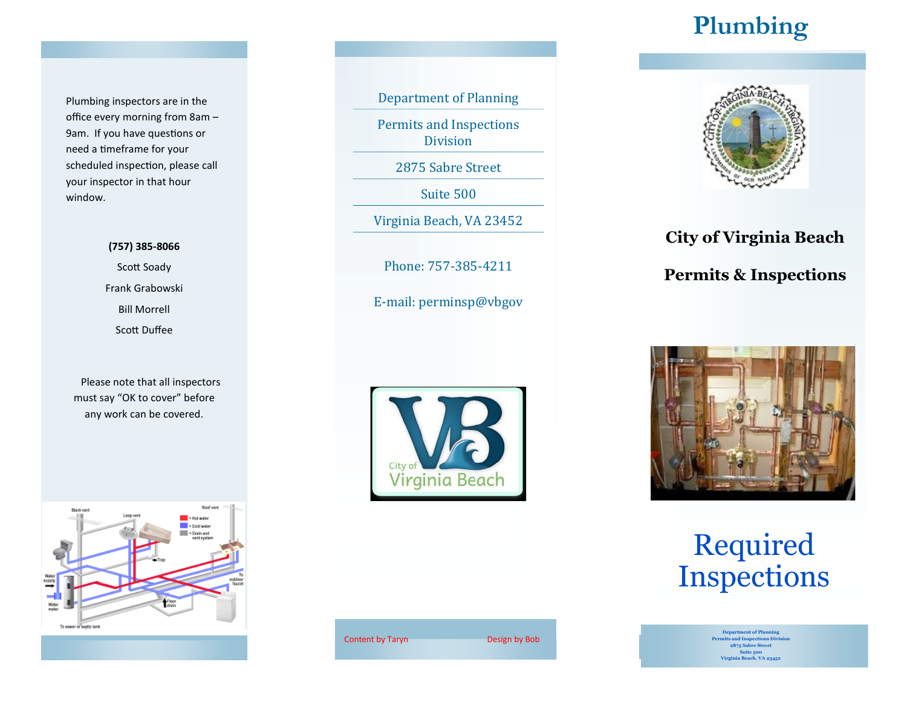Plumbing inspectors are in the office every morning from 8am – 9am. If you have questions or need a timeframe for your scheduled inspection, please call your inspector in that hour window.

**(757) 385-8066**

Scott Soady

Frank Grabowski

Bill Morrell

Scott Duffee

Please note that all inspectors must say "OK to cover" before any work can be covered.

Department of Planning

Permits and Inspections Division

2875 Sabre Street

Suite 500

Virginia Beach, VA 23452

Phone: 757-385-4211

E-mail: perminsp@vbgov

Content by Taryn

Design by Bob

# Plumbing

## City of Virginia Beach

## Permits & Inspections

# Required Inspections

Department of Planning
Permits and Inspections Division
2875 Sabre Street
Suite 500
Virginia Beach, VA 23452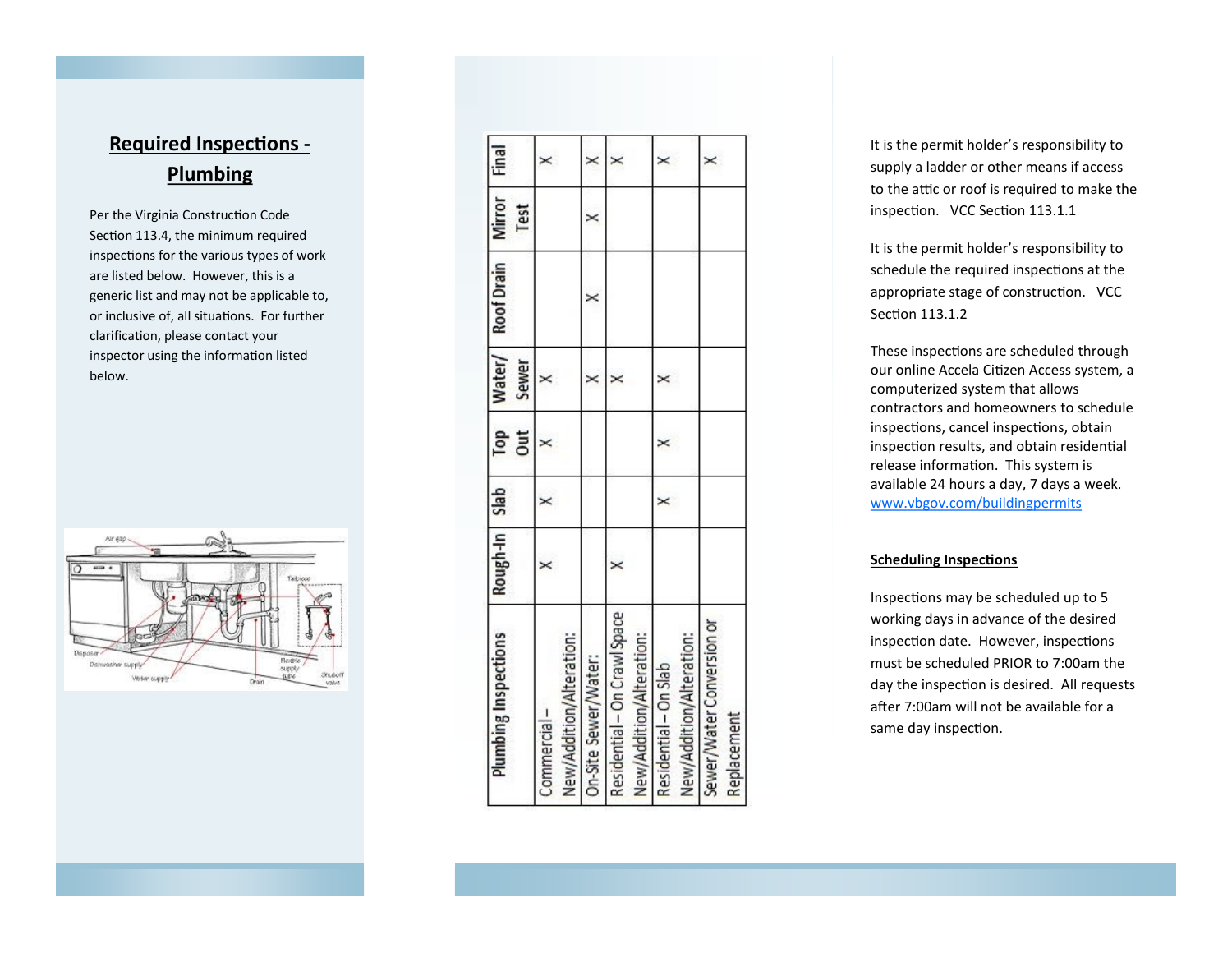# Required Inspections - Plumbing

Per the Virginia Construction Code Section 113.4, the minimum required inspections for the various types of work are listed below. However, this is a generic list and may not be applicable to, or inclusive of, all situations. For further clarification, please contact your inspector using the information listed below.

| Plumbing Inspections | Rough-In | Slab | Top Out | Water/ Sewer | Roof Drain | Mirror Test | Final |
|---|---|---|---|---|---|---|---|
| Commercial – New/Addition/Alteration: | X | X | X | X | | | X |
| On-Site Sewer/Water: | | | | X | X | X | X |
| Residential – On Crawl Space New/Addition/Alteration: | X | | | X | | | X |
| Residential – On Slab New/Addition/Alteration: | | X | X | X | | | X |
| Sewer/Water Conversion or Replacement | | | | | | | X |

It is the permit holder's responsibility to supply a ladder or other means if access to the attic or roof is required to make the inspection. VCC Section 113.1.1

It is the permit holder's responsibility to schedule the required inspections at the appropriate stage of construction. VCC Section 113.1.2

These inspections are scheduled through our online Accela Citizen Access system, a computerized system that allows contractors and homeowners to schedule inspections, cancel inspections, obtain inspection results, and obtain residential release information. This system is available 24 hours a day, 7 days a week. www.vbgov.com/buildingpermits

## Scheduling Inspections

Inspections may be scheduled up to 5 working days in advance of the desired inspection date. However, inspections must be scheduled PRIOR to 7:00am the day the inspection is desired. All requests after 7:00am will not be available for a same day inspection.